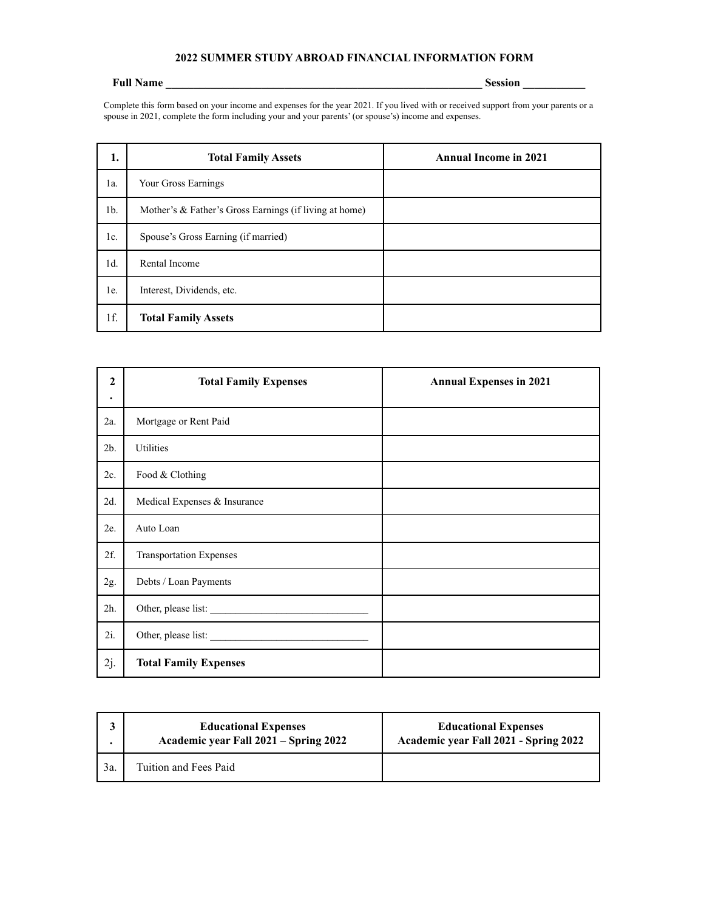# 2022 SUMMER STUDY ABROAD FINANCIAL INFORMATION FORM

**Full Name** ____________________________________________________________ **Session** ___________

Complete this form based on your income and expenses for the year 2021. If you lived with or received support from your parents or a spouse in 2021, complete the form including your and your parents' (or spouse's) income and expenses.

| 1. | Total Family Assets | Annual Income in 2021 |
|---|---|---|
| 1a. | Your Gross Earnings | |
| 1b. | Mother's & Father's Gross Earnings (if living at home) | |
| 1c. | Spouse's Gross Earning (if married) | |
| 1d. | Rental Income | |
| 1e. | Interest, Dividends, etc. | |
| 1f. | **Total Family Assets** | |

| 2. | Total Family Expenses | Annual Expenses in 2021 |
|---|---|---|
| 2a. | Mortgage or Rent Paid | |
| 2b. | Utilities | |
| 2c. | Food & Clothing | |
| 2d. | Medical Expenses & Insurance | |
| 2e. | Auto Loan | |
| 2f. | Transportation Expenses | |
| 2g. | Debts / Loan Payments | |
| 2h. | Other, please list: ______________________________ | |
| 2i. | Other, please list: ______________________________ | |
| 2j. | **Total Family Expenses** | |

| 3. | Educational Expenses Academic year Fall 2021 – Spring 2022 | Educational Expenses Academic year Fall 2021 - Spring 2022 |
|---|---|---|
| 3a. | Tuition and Fees Paid | |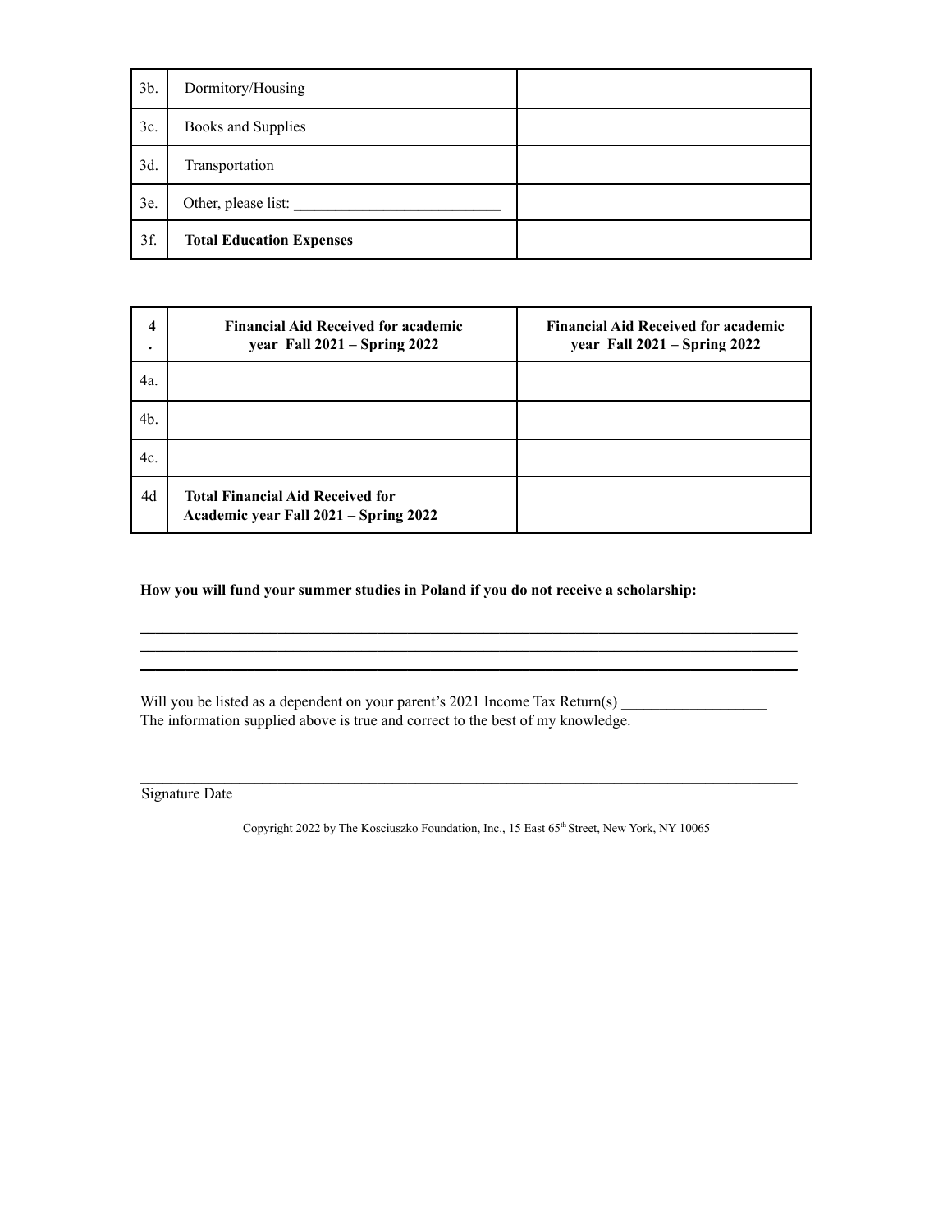| | | |
|---|---|---|
| 3b. | Dormitory/Housing | |
| 3c. | Books and Supplies | |
| 3d. | Transportation | |
| 3e. | Other, please list: ___________________________ | |
| 3f. | **Total Education Expenses** | |

| 4. | Financial Aid Received for academic year Fall 2021 – Spring 2022 | Financial Aid Received for academic year Fall 2021 – Spring 2022 |
|---|---|---|
| 4a. | | |
| 4b. | | |
| 4c. | | |
| 4d | **Total Financial Aid Received for Academic year Fall 2021 – Spring 2022** | |

**How you will fund your summer studies in Poland if you do not receive a scholarship:**

___________________________________________________________________________________
___________________________________________________________________________________
___________________________________________________________________________________

Will you be listed as a dependent on your parent's 2021 Income Tax Return(s) ___________________
The information supplied above is true and correct to the best of my knowledge.

___________________________________________________________________________________
Signature Date

Copyright 2022 by The Kosciuszko Foundation, Inc., 15 East 65th Street, New York, NY 10065